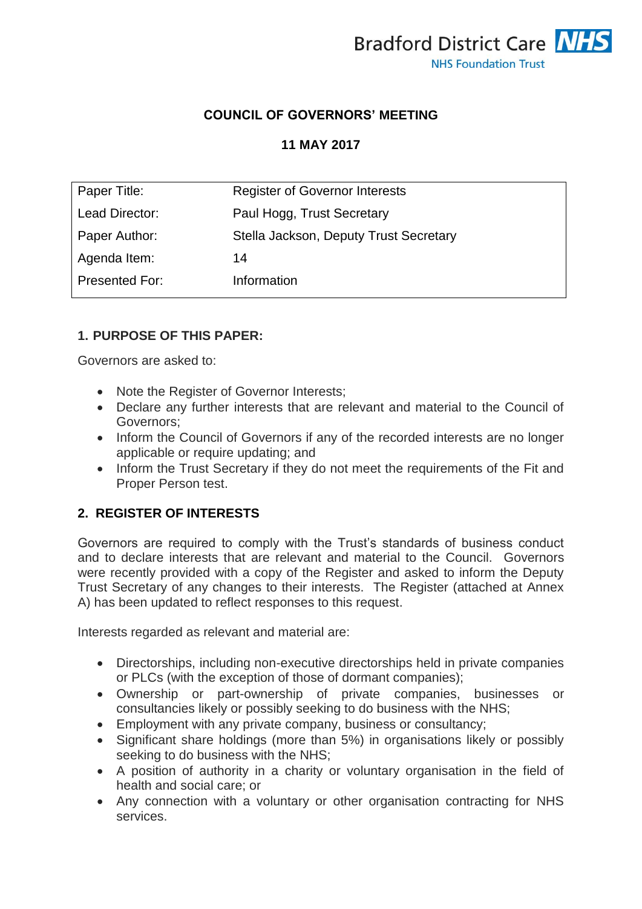Bradford District Care NHS Foundation Trust

**COUNCIL OF GOVERNORS' MEETING**

**11 MAY 2017**

| Paper Title: | Register of Governor Interests |
|---|---|
| Lead Director: | Paul Hogg, Trust Secretary |
| Paper Author: | Stella Jackson, Deputy Trust Secretary |
| Agenda Item: | 14 |
| Presented For: | Information |

## 1. PURPOSE OF THIS PAPER:

Governors are asked to:

- Note the Register of Governor Interests;
- Declare any further interests that are relevant and material to the Council of Governors;
- Inform the Council of Governors if any of the recorded interests are no longer applicable or require updating; and
- Inform the Trust Secretary if they do not meet the requirements of the Fit and Proper Person test.

## 2. REGISTER OF INTERESTS

Governors are required to comply with the Trust's standards of business conduct and to declare interests that are relevant and material to the Council. Governors were recently provided with a copy of the Register and asked to inform the Deputy Trust Secretary of any changes to their interests. The Register (attached at Annex A) has been updated to reflect responses to this request.

Interests regarded as relevant and material are:

- Directorships, including non-executive directorships held in private companies or PLCs (with the exception of those of dormant companies);
- Ownership or part-ownership of private companies, businesses or consultancies likely or possibly seeking to do business with the NHS;
- Employment with any private company, business or consultancy;
- Significant share holdings (more than 5%) in organisations likely or possibly seeking to do business with the NHS;
- A position of authority in a charity or voluntary organisation in the field of health and social care; or
- Any connection with a voluntary or other organisation contracting for NHS services.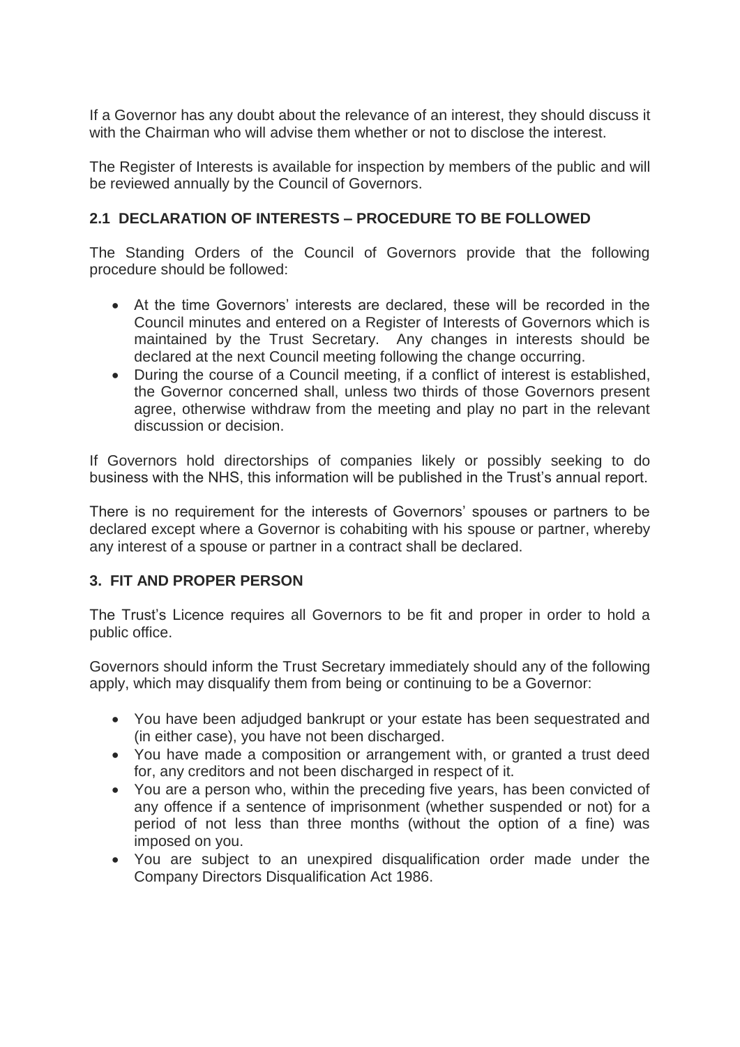If a Governor has any doubt about the relevance of an interest, they should discuss it with the Chairman who will advise them whether or not to disclose the interest.

The Register of Interests is available for inspection by members of the public and will be reviewed annually by the Council of Governors.

### 2.1 DECLARATION OF INTERESTS – PROCEDURE TO BE FOLLOWED

The Standing Orders of the Council of Governors provide that the following procedure should be followed:

- At the time Governors' interests are declared, these will be recorded in the Council minutes and entered on a Register of Interests of Governors which is maintained by the Trust Secretary. Any changes in interests should be declared at the next Council meeting following the change occurring.
- During the course of a Council meeting, if a conflict of interest is established, the Governor concerned shall, unless two thirds of those Governors present agree, otherwise withdraw from the meeting and play no part in the relevant discussion or decision.

If Governors hold directorships of companies likely or possibly seeking to do business with the NHS, this information will be published in the Trust's annual report.

There is no requirement for the interests of Governors' spouses or partners to be declared except where a Governor is cohabiting with his spouse or partner, whereby any interest of a spouse or partner in a contract shall be declared.

## 3. FIT AND PROPER PERSON

The Trust's Licence requires all Governors to be fit and proper in order to hold a public office.

Governors should inform the Trust Secretary immediately should any of the following apply, which may disqualify them from being or continuing to be a Governor:

- You have been adjudged bankrupt or your estate has been sequestrated and (in either case), you have not been discharged.
- You have made a composition or arrangement with, or granted a trust deed for, any creditors and not been discharged in respect of it.
- You are a person who, within the preceding five years, has been convicted of any offence if a sentence of imprisonment (whether suspended or not) for a period of not less than three months (without the option of a fine) was imposed on you.
- You are subject to an unexpired disqualification order made under the Company Directors Disqualification Act 1986.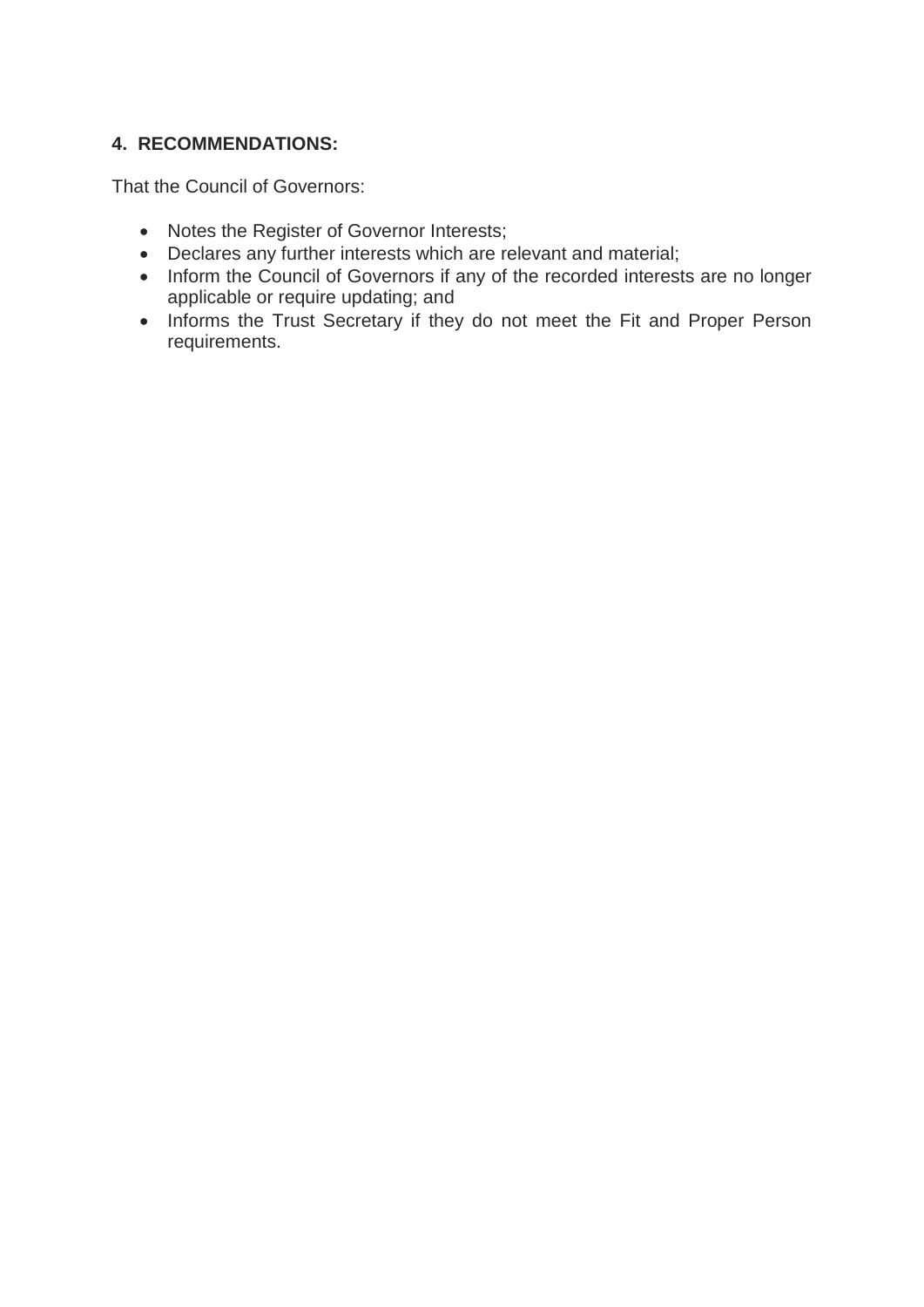## 4. RECOMMENDATIONS:

That the Council of Governors:

- Notes the Register of Governor Interests;
- Declares any further interests which are relevant and material;
- Inform the Council of Governors if any of the recorded interests are no longer applicable or require updating; and
- Informs the Trust Secretary if they do not meet the Fit and Proper Person requirements.